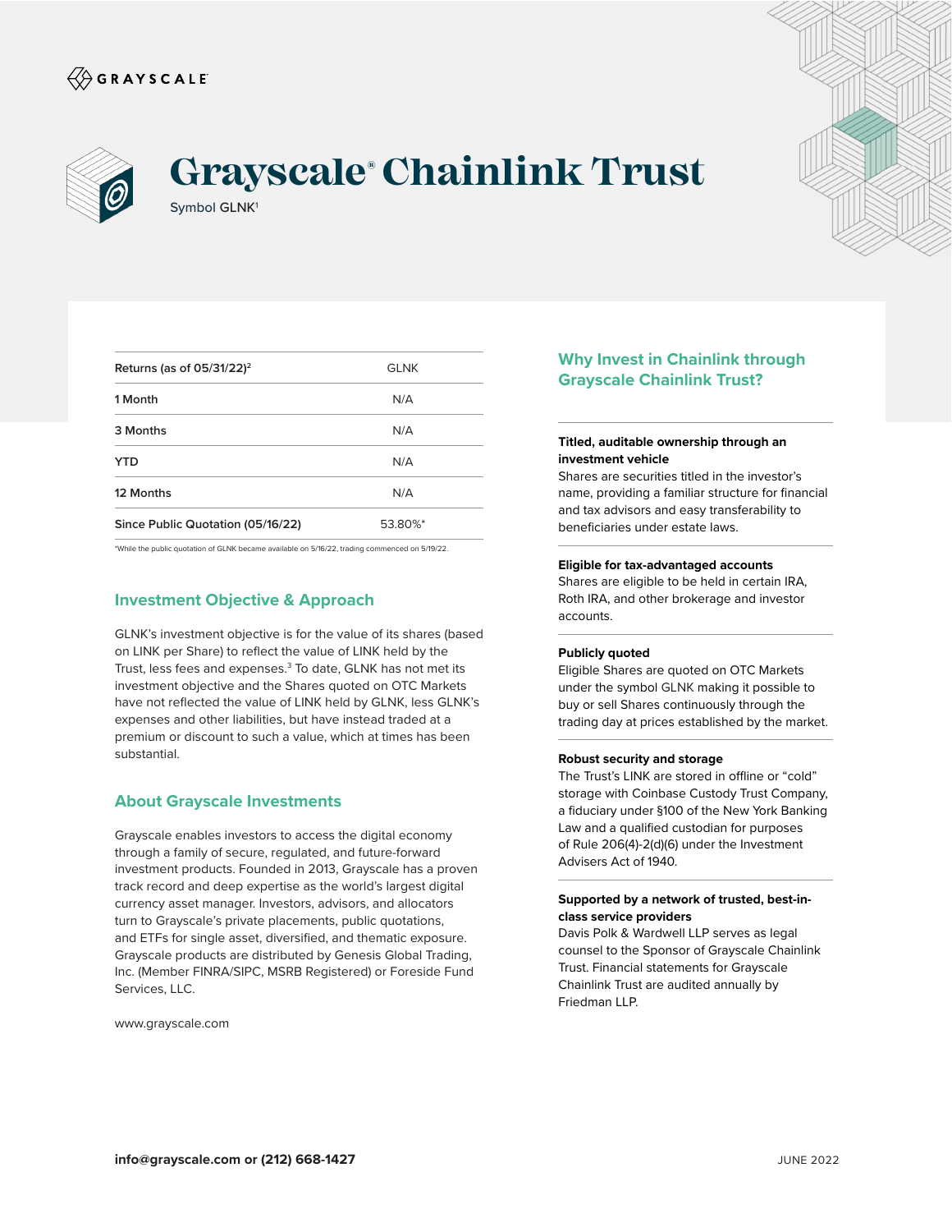GRAYSCALE

# Grayscale® Chainlink Trust

Symbol GLNK[1]

| Returns (as of 05/31/22)[2] | GLNK |
|---|---|
| 1 Month | N/A |
| 3 Months | N/A |
| YTD | N/A |
| 12 Months | N/A |
| Since Public Quotation (05/16/22) | 53.80%* |

*While the public quotation of GLNK became available on 5/16/22, trading commenced on 5/19/22.

## Investment Objective & Approach

GLNK's investment objective is for the value of its shares (based on LINK per Share) to reflect the value of LINK held by the Trust, less fees and expenses.[3] To date, GLNK has not met its investment objective and the Shares quoted on OTC Markets have not reflected the value of LINK held by GLNK, less GLNK's expenses and other liabilities, but have instead traded at a premium or discount to such a value, which at times has been substantial.

## About Grayscale Investments

Grayscale enables investors to access the digital economy through a family of secure, regulated, and future-forward investment products. Founded in 2013, Grayscale has a proven track record and deep expertise as the world's largest digital currency asset manager. Investors, advisors, and allocators turn to Grayscale's private placements, public quotations, and ETFs for single asset, diversified, and thematic exposure. Grayscale products are distributed by Genesis Global Trading, Inc. (Member FINRA/SIPC, MSRB Registered) or Foreside Fund Services, LLC.

www.grayscale.com

## Why Invest in Chainlink through Grayscale Chainlink Trust?

**Titled, auditable ownership through an investment vehicle**
Shares are securities titled in the investor's name, providing a familiar structure for financial and tax advisors and easy transferability to beneficiaries under estate laws.

**Eligible for tax-advantaged accounts**
Shares are eligible to be held in certain IRA, Roth IRA, and other brokerage and investor accounts.

**Publicly quoted**
Eligible Shares are quoted on OTC Markets under the symbol GLNK making it possible to buy or sell Shares continuously through the trading day at prices established by the market.

**Robust security and storage**
The Trust's LINK are stored in offline or "cold" storage with Coinbase Custody Trust Company, a fiduciary under §100 of the New York Banking Law and a qualified custodian for purposes of Rule 206(4)-2(d)(6) under the Investment Advisers Act of 1940.

**Supported by a network of trusted, best-in-class service providers**
Davis Polk & Wardwell LLP serves as legal counsel to the Sponsor of Grayscale Chainlink Trust. Financial statements for Grayscale Chainlink Trust are audited annually by Friedman LLP.

**info@grayscale.com or (212) 668-1427**

JUNE 2022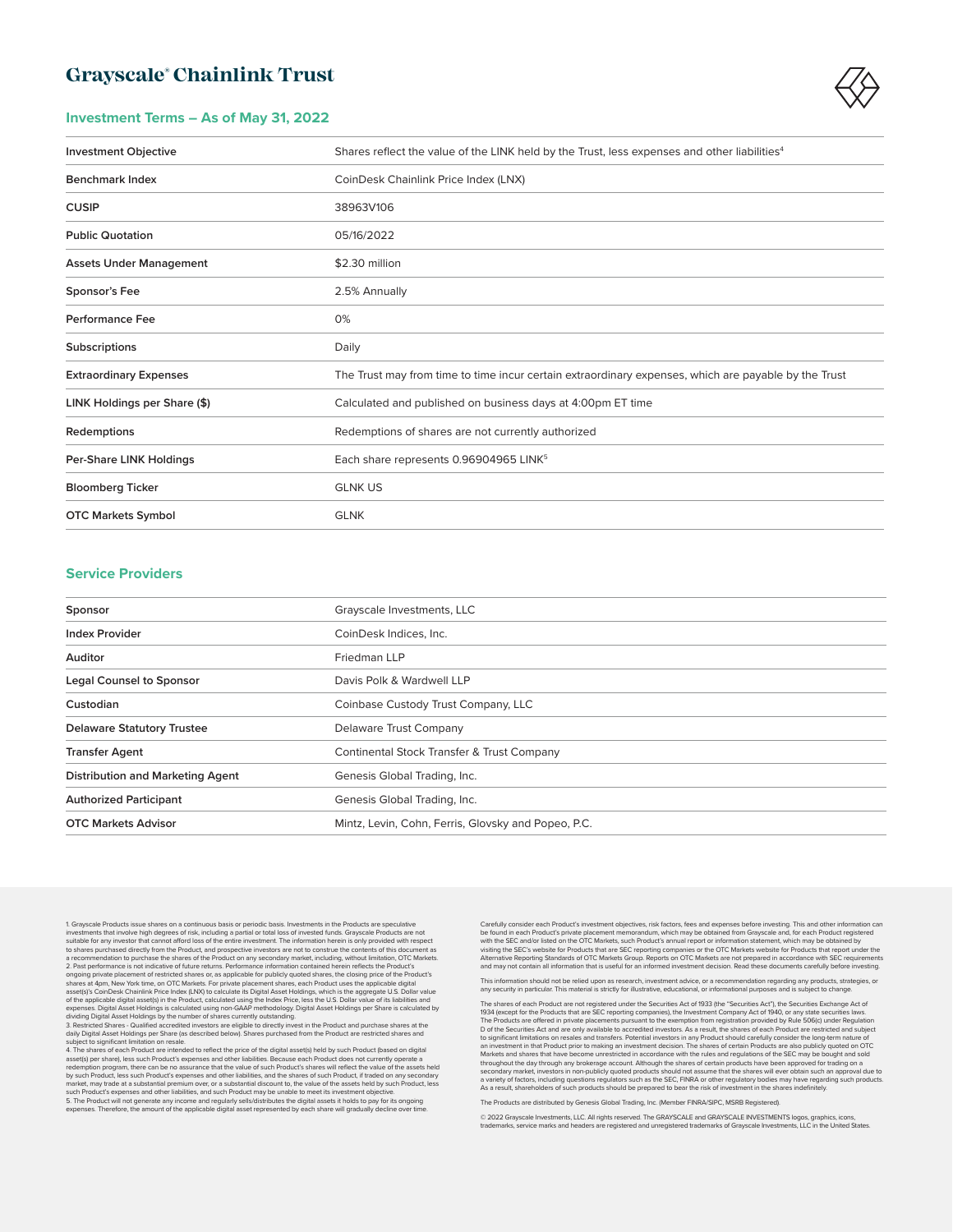# Grayscale® Chainlink Trust

## Investment Terms – As of May 31, 2022

| | |
|---|---|
| Investment Objective | Shares reflect the value of the LINK held by the Trust, less expenses and other liabilities[4] |
| Benchmark Index | CoinDesk Chainlink Price Index (LNX) |
| CUSIP | 38963V106 |
| Public Quotation | 05/16/2022 |
| Assets Under Management | $2.30 million |
| Sponsor's Fee | 2.5% Annually |
| Performance Fee | 0% |
| Subscriptions | Daily |
| Extraordinary Expenses | The Trust may from time to time incur certain extraordinary expenses, which are payable by the Trust |
| LINK Holdings per Share ($) | Calculated and published on business days at 4:00pm ET time |
| Redemptions | Redemptions of shares are not currently authorized |
| Per-Share LINK Holdings | Each share represents 0.96904965 LINK[5] |
| Bloomberg Ticker | GLNK US |
| OTC Markets Symbol | GLNK |

## Service Providers

| | |
|---|---|
| Sponsor | Grayscale Investments, LLC |
| Index Provider | CoinDesk Indices, Inc. |
| Auditor | Friedman LLP |
| Legal Counsel to Sponsor | Davis Polk & Wardwell LLP |
| Custodian | Coinbase Custody Trust Company, LLC |
| Delaware Statutory Trustee | Delaware Trust Company |
| Transfer Agent | Continental Stock Transfer & Trust Company |
| Distribution and Marketing Agent | Genesis Global Trading, Inc. |
| Authorized Participant | Genesis Global Trading, Inc. |
| OTC Markets Advisor | Mintz, Levin, Cohn, Ferris, Glovsky and Popeo, P.C. |

1. Grayscale Products issue shares on a continuous basis or periodic basis. Investments in the Products are speculative investments that involve high degrees of risk, including a partial or total loss of invested funds. Grayscale Products are not suitable for any investor that cannot afford loss of the entire investment. The information herein is only provided with respect to shares purchased directly from the Product, and prospective investors are not to construe the contents of this document as a recommendation to purchase the shares of the Product on any secondary market, including, without limitation, OTC Markets.
2. Past performance is not indicative of future returns. Performance information contained herein reflects the Product's ongoing private placement of restricted shares or, as applicable for publicly quoted shares, the closing price of the Product's shares at 4pm, New York time, on OTC Markets. For private placement shares, each Product uses the applicable digital asset(s)'s CoinDesk Chainlink Price Index (LNX) to calculate its Digital Asset Holdings, which is the aggregate U.S. Dollar value of the applicable digital asset(s) in the Product, calculated using the Index Price, less the U.S. Dollar value of its liabilities and expenses. Digital Asset Holdings is calculated using non-GAAP methodology. Digital Asset Holdings per Share is calculated by dividing Digital Asset Holdings by the number of shares currently outstanding.
3. Restricted Shares - Qualified accredited investors are eligible to directly invest in the Product and purchase shares at the daily Digital Asset Holdings per Share (as described below). Shares purchased from the Product are restricted shares and subject to significant limitation on resale.
4. The shares of each Product are intended to reflect the price of the digital asset(s) held by such Product (based on digital asset(s) per share), less such Product's expenses and other liabilities. Because each Product does not currently operate a redemption program, there can be no assurance that the value of such Product's shares will reflect the value of the assets held by such Product, less such Product's expenses and other liabilities, and the shares of such Product, if traded on any secondary market, may trade at a substantial premium over, or a substantial discount to, the value of the assets held by such Product, less such Product's expenses and other liabilities, and such Product may be unable to meet its investment objective.
5. The Product will not generate any income and regularly sells/distributes the digital assets it holds to pay for its ongoing expenses. Therefore, the amount of the applicable digital asset represented by each share will gradually decline over time.

Carefully consider each Product's investment objectives, risk factors, fees and expenses before investing. This and other information can be found in each Product's private placement memorandum, which may be obtained from Grayscale and, for each Product registered with the SEC and/or listed on the OTC Markets, such Product's annual report or information statement, which may be obtained by visiting the SEC's website for Products that are SEC reporting companies or the OTC Markets website for Products that report under the Alternative Reporting Standards of OTC Markets Group. Reports on OTC Markets are not prepared in accordance with SEC requirements and may not contain all information that is useful for an informed investment decision. Read these documents carefully before investing.

This information should not be relied upon as research, investment advice, or a recommendation regarding any products, strategies, or any security in particular. This material is strictly for illustrative, educational, or informational purposes and is subject to change.

The shares of each Product are not registered under the Securities Act of 1933 (the "Securities Act"), the Securities Exchange Act of 1934 (except for the Products that are SEC reporting companies), the Investment Company Act of 1940, or any state securities laws. The Products are offered in private placements pursuant to the exemption from registration provided by Rule 506(c) under Regulation D of the Securities Act and are only available to accredited investors. As a result, the shares of each Product are restricted and subject to significant limitations on resales and transfers. Potential investors in any Product should carefully consider the long-term nature of an investment in that Product prior to making an investment decision. The shares of certain Products are also publicly quoted on OTC Markets and shares that have become unrestricted in accordance with the rules and regulations of the SEC may be bought and sold throughout the day through any brokerage account. Although the shares of certain products have been approved for trading on a secondary market, investors in non-publicly quoted products should not assume that the shares will ever obtain such an approval due to a variety of factors, including questions regulators such as the SEC, FINRA or other regulatory bodies may have regarding such products. As a result, shareholders of such products should be prepared to bear the risk of investment in the shares indefinitely.

The Products are distributed by Genesis Global Trading, Inc. (Member FINRA/SIPC, MSRB Registered).

© 2022 Grayscale Investments, LLC. All rights reserved. The GRAYSCALE and GRAYSCALE INVESTMENTS logos, graphics, icons, trademarks, service marks and headers are registered and unregistered trademarks of Grayscale Investments, LLC in the United States.